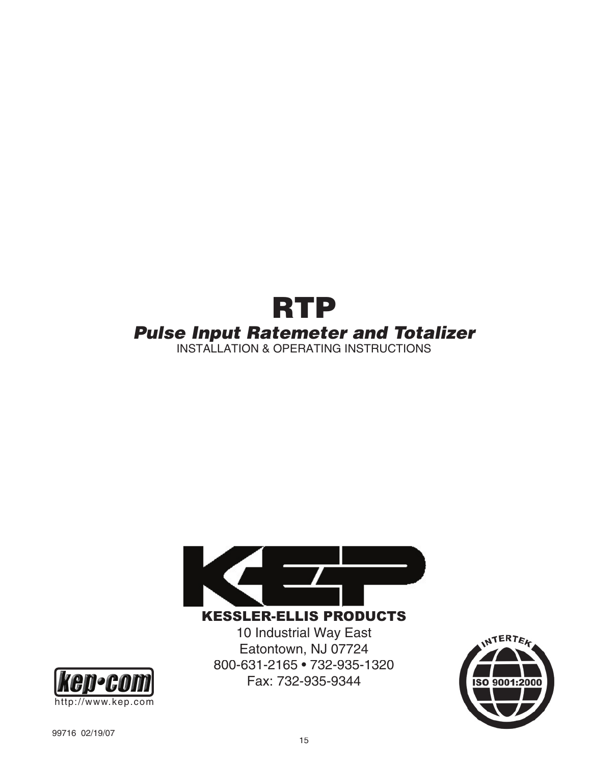# RTP

## *Pulse Input Ratemeter and Totalizer*

INSTALLATION & OPERATING INSTRUCTIONS

**KESSLER-ELLIS PRODUCTS**

10 Industrial Way East
Eatontown, NJ 07724
800-631-2165 • 732-935-1320
Fax: 732-935-9344

kep•com
http://www.kep.com

INTERTEK
ISO 9001:2000

99716 02/19/07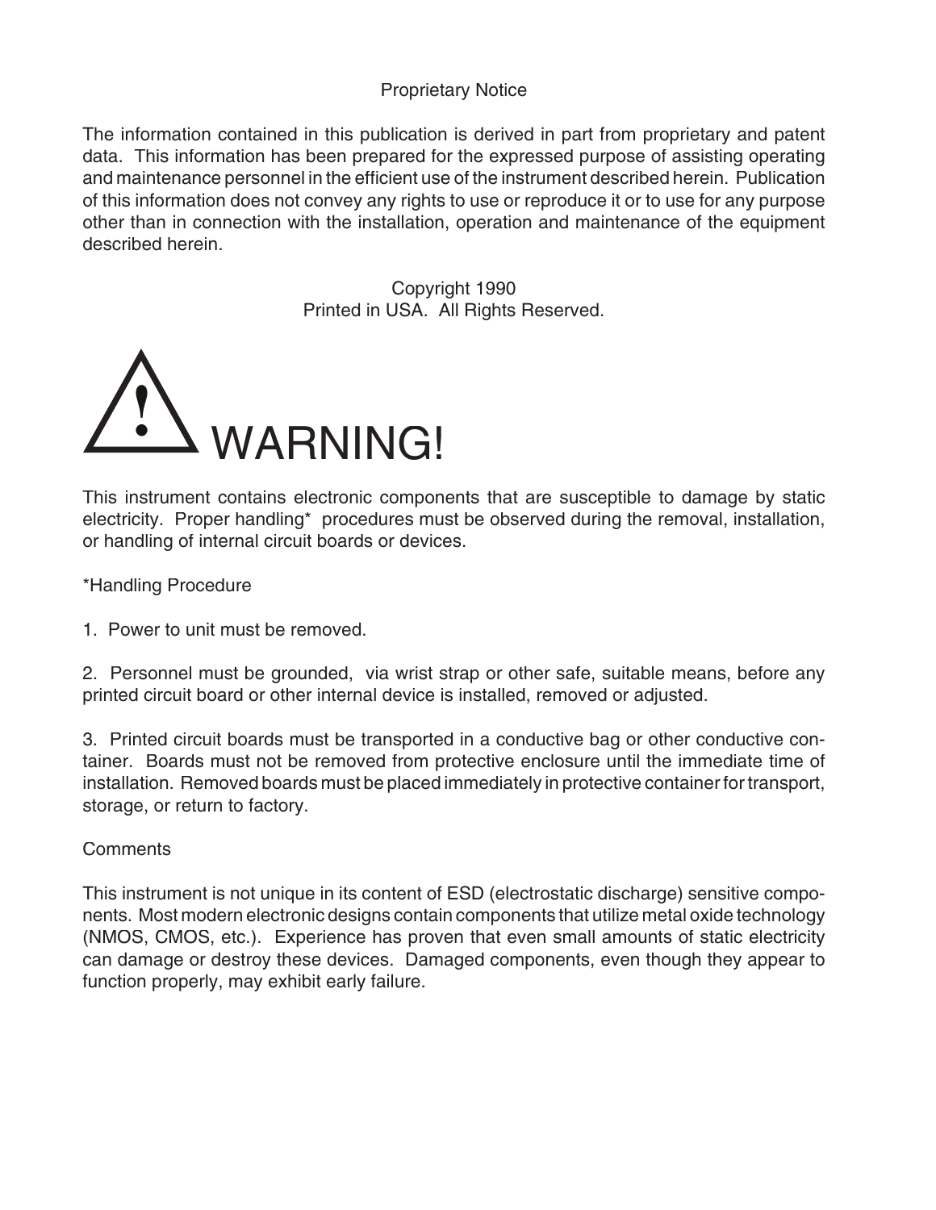## Proprietary Notice

The information contained in this publication is derived in part from proprietary and patent data. This information has been prepared for the expressed purpose of assisting operating and maintenance personnel in the efficient use of the instrument described herein. Publication of this information does not convey any rights to use or reproduce it or to use for any purpose other than in connection with the installation, operation and maintenance of the equipment described herein.

Copyright 1990
Printed in USA. All Rights Reserved.

# WARNING!

This instrument contains electronic components that are susceptible to damage by static electricity. Proper handling* procedures must be observed during the removal, installation, or handling of internal circuit boards or devices.

*Handling Procedure

1. Power to unit must be removed.

2. Personnel must be grounded, via wrist strap or other safe, suitable means, before any printed circuit board or other internal device is installed, removed or adjusted.

3. Printed circuit boards must be transported in a conductive bag or other conductive container. Boards must not be removed from protective enclosure until the immediate time of installation. Removed boards must be placed immediately in protective container for transport, storage, or return to factory.

Comments

This instrument is not unique in its content of ESD (electrostatic discharge) sensitive components. Most modern electronic designs contain components that utilize metal oxide technology (NMOS, CMOS, etc.). Experience has proven that even small amounts of static electricity can damage or destroy these devices. Damaged components, even though they appear to function properly, may exhibit early failure.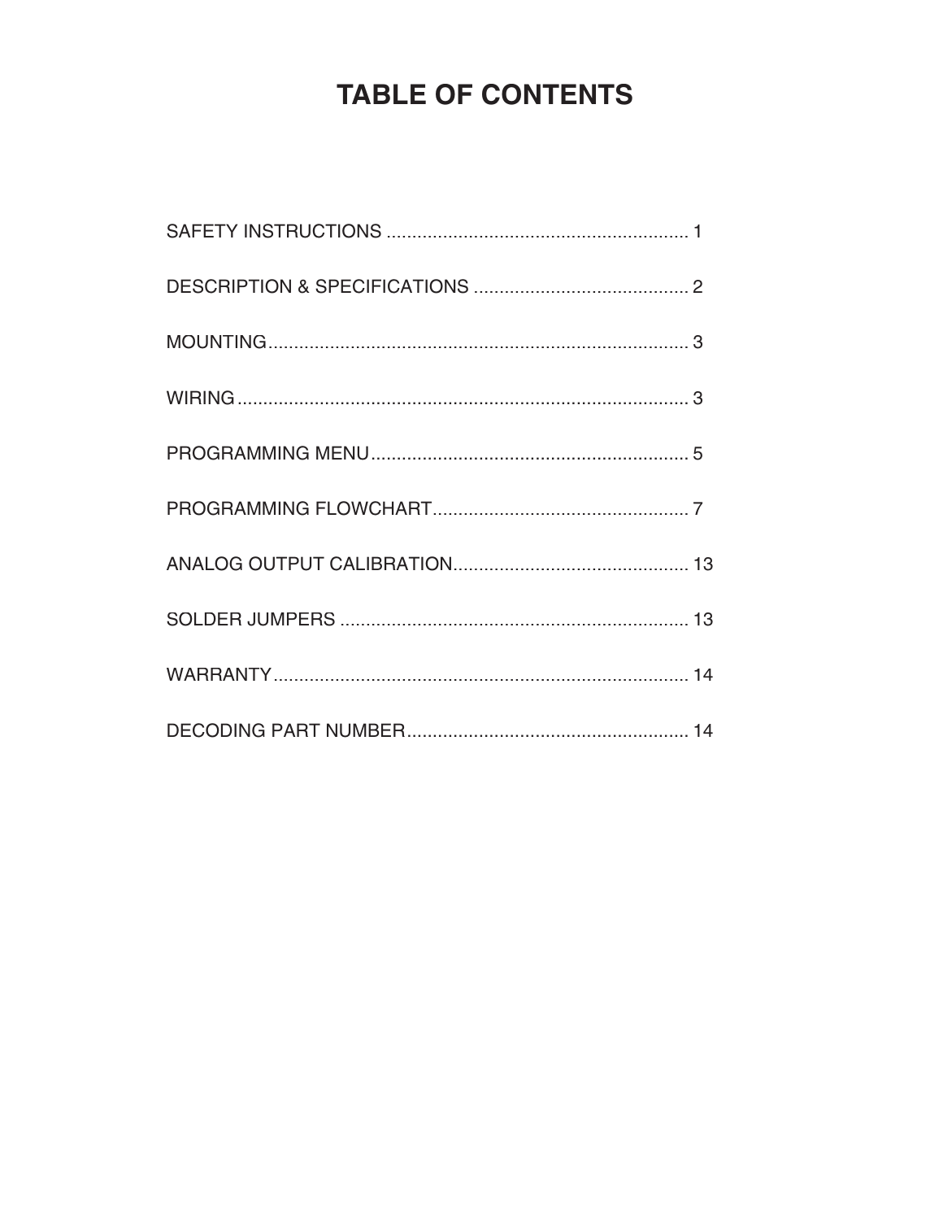# TABLE OF CONTENTS

SAFETY INSTRUCTIONS ........................................................... 1

DESCRIPTION & SPECIFICATIONS .......................................... 2

MOUNTING.................................................................................. 3

WIRING ........................................................................................ 3

PROGRAMMING MENU.............................................................. 5

PROGRAMMING FLOWCHART.................................................. 7

ANALOG OUTPUT CALIBRATION.............................................. 13

SOLDER JUMPERS .................................................................... 13

WARRANTY................................................................................. 14

DECODING PART NUMBER....................................................... 14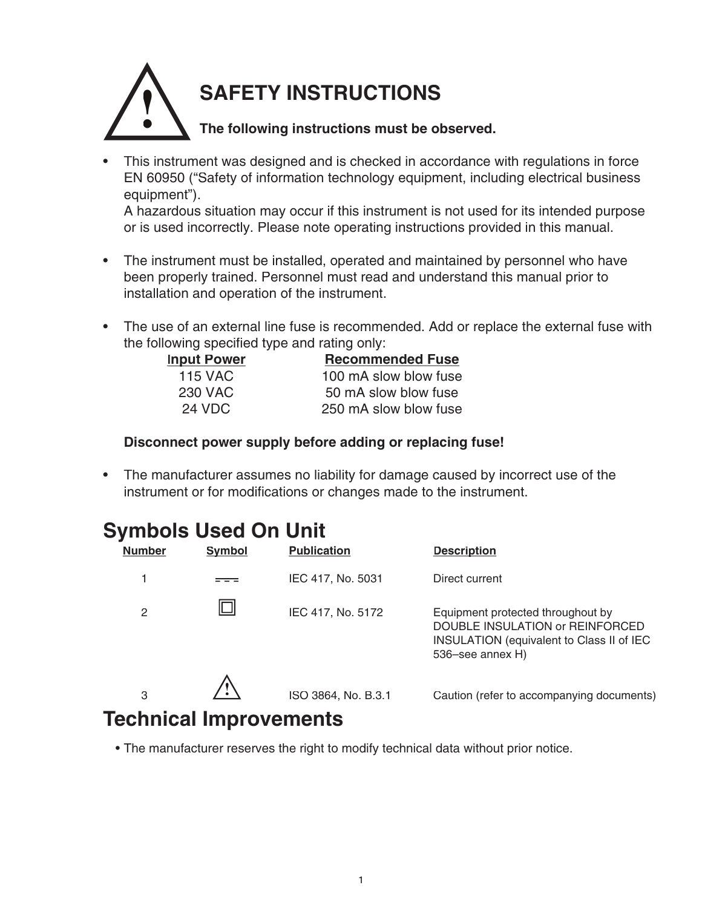# SAFETY INSTRUCTIONS

**The following instructions must be observed.**

- This instrument was designed and is checked in accordance with regulations in force EN 60950 (“Safety of information technology equipment, including electrical business equipment”).
  A hazardous situation may occur if this instrument is not used for its intended purpose or is used incorrectly. Please note operating instructions provided in this manual.

- The instrument must be installed, operated and maintained by personnel who have been properly trained. Personnel must read and understand this manual prior to installation and operation of the instrument.

- The use of an external line fuse is recommended. Add or replace the external fuse with the following specified type and rating only:

| Input Power | Recommended Fuse |
|---|---|
| 115 VAC | 100 mA slow blow fuse |
| 230 VAC | 50 mA slow blow fuse |
| 24 VDC | 250 mA slow blow fuse |

  **Disconnect power supply before adding or replacing fuse!**

- The manufacturer assumes no liability for damage caused by incorrect use of the instrument or for modifications or changes made to the instrument.

## Symbols Used On Unit

| Number | Symbol | Publication | Description |
|---|---|---|---|
| 1 | ⎓ | IEC 417, No. 5031 | Direct current |
| 2 | ⧈ | IEC 417, No. 5172 | Equipment protected throughout by DOUBLE INSULATION or REINFORCED INSULATION (equivalent to Class II of IEC 536–see annex H) |
| 3 | ⚠ | ISO 3864, No. B.3.1 | Caution (refer to accompanying documents) |

## Technical Improvements

- The manufacturer reserves the right to modify technical data without prior notice.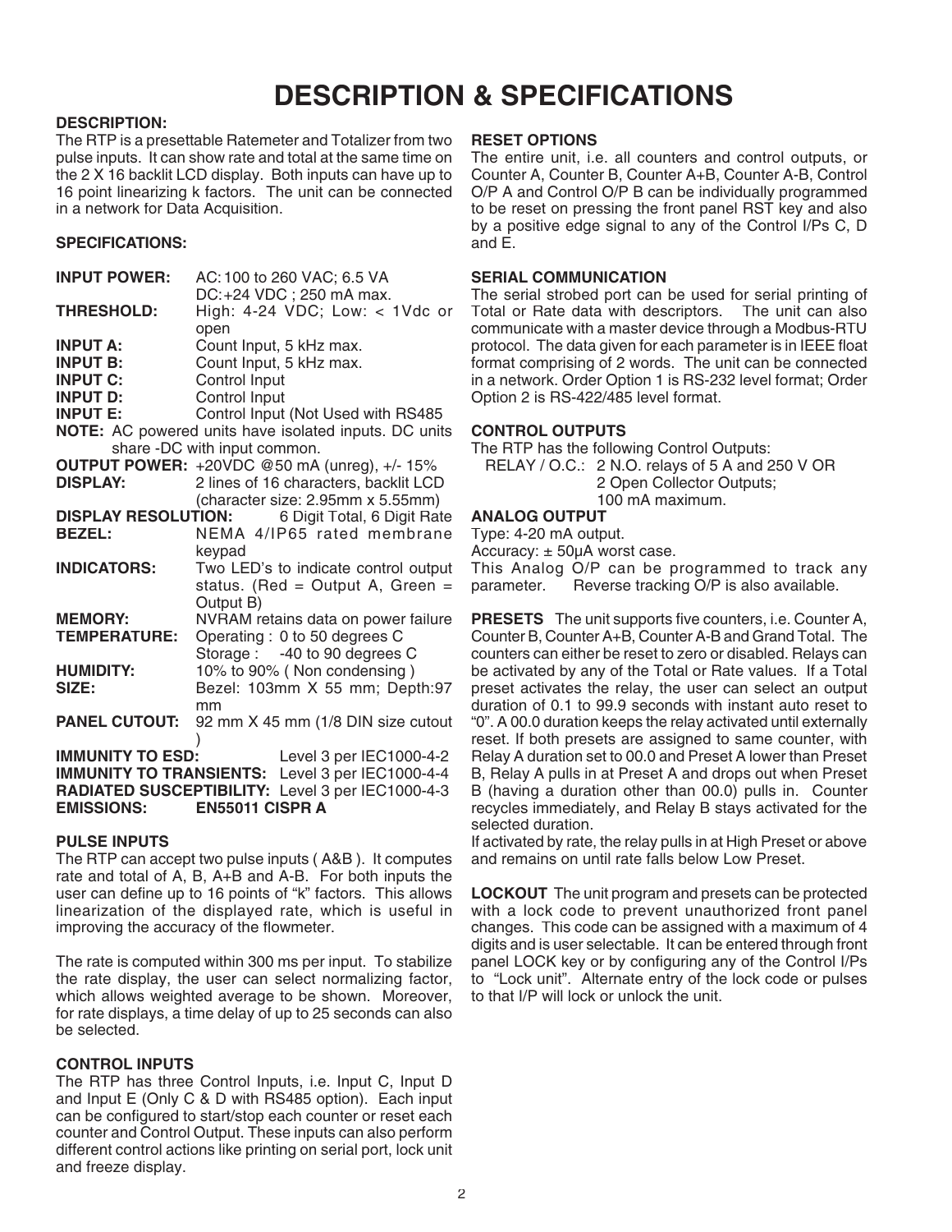# DESCRIPTION & SPECIFICATIONS

**DESCRIPTION:**

The RTP is a presettable Ratemeter and Totalizer from two pulse inputs. It can show rate and total at the same time on the 2 X 16 backlit LCD display. Both inputs can have up to 16 point linearizing k factors. The unit can be connected in a network for Data Acquisition.

**SPECIFICATIONS:**

| | |
|---|---|
| **INPUT POWER:** | AC: 100 to 260 VAC; 6.5 VA<br>DC: +24 VDC ; 250 mA max. |
| **THRESHOLD:** | High: 4-24 VDC; Low: < 1Vdc or open |
| **INPUT A:** | Count Input, 5 kHz max. |
| **INPUT B:** | Count Input, 5 kHz max. |
| **INPUT C:** | Control Input |
| **INPUT D:** | Control Input |
| **INPUT E:** | Control Input (Not Used with RS485 |

**NOTE:** AC powered units have isolated inputs. DC units share -DC with input common.

| | |
|---|---|
| **OUTPUT POWER:** | +20VDC @50 mA (unreg), +/- 15% |
| **DISPLAY:** | 2 lines of 16 characters, backlit LCD (character size: 2.95mm x 5.55mm) |
| **DISPLAY RESOLUTION:** | 6 Digit Total, 6 Digit Rate |
| **BEZEL:** | NEMA 4/IP65 rated membrane keypad |
| **INDICATORS:** | Two LED's to indicate control output status. (Red = Output A, Green = Output B) |
| **MEMORY:** | NVRAM retains data on power failure |
| **TEMPERATURE:** | Operating : 0 to 50 degrees C<br>Storage : -40 to 90 degrees C |
| **HUMIDITY:** | 10% to 90% ( Non condensing ) |
| **SIZE:** | Bezel: 103mm X 55 mm; Depth:97 mm |
| **PANEL CUTOUT:** | 92 mm X 45 mm (1/8 DIN size cutout ) |
| **IMMUNITY TO ESD:** | Level 3 per IEC1000-4-2 |
| **IMMUNITY TO TRANSIENTS:** | Level 3 per IEC1000-4-4 |
| **RADIATED SUSCEPTIBILITY:** | Level 3 per IEC1000-4-3 |
| **EMISSIONS:** | **EN55011 CISPR A** |

**PULSE INPUTS**

The RTP can accept two pulse inputs ( A&B ). It computes rate and total of A, B, A+B and A-B. For both inputs the user can define up to 16 points of "k" factors. This allows linearization of the displayed rate, which is useful in improving the accuracy of the flowmeter.

The rate is computed within 300 ms per input. To stabilize the rate display, the user can select normalizing factor, which allows weighted average to be shown. Moreover, for rate displays, a time delay of up to 25 seconds can also be selected.

**CONTROL INPUTS**

The RTP has three Control Inputs, i.e. Input C, Input D and Input E (Only C & D with RS485 option). Each input can be configured to start/stop each counter or reset each counter and Control Output. These inputs can also perform different control actions like printing on serial port, lock unit and freeze display.

**RESET OPTIONS**

The entire unit, i.e. all counters and control outputs, or Counter A, Counter B, Counter A+B, Counter A-B, Control O/P A and Control O/P B can be individually programmed to be reset on pressing the front panel RST key and also by a positive edge signal to any of the Control I/Ps C, D and E.

**SERIAL COMMUNICATION**

The serial strobed port can be used for serial printing of Total or Rate data with descriptors. The unit can also communicate with a master device through a Modbus-RTU protocol. The data given for each parameter is in IEEE float format comprising of 2 words. The unit can be connected in a network. Order Option 1 is RS-232 level format; Order Option 2 is RS-422/485 level format.

**CONTROL OUTPUTS**

The RTP has the following Control Outputs:

RELAY / O.C.: 2 N.O. relays of 5 A and 250 V OR
2 Open Collector Outputs;
100 mA maximum.

**ANALOG OUTPUT**

Type: 4-20 mA output.
Accuracy: ± 50µA worst case.
This Analog O/P can be programmed to track any parameter. Reverse tracking O/P is also available.

**PRESETS** The unit supports five counters, i.e. Counter A, Counter B, Counter A+B, Counter A-B and Grand Total. The counters can either be reset to zero or disabled. Relays can be activated by any of the Total or Rate values. If a Total preset activates the relay, the user can select an output duration of 0.1 to 99.9 seconds with instant auto reset to "0". A 00.0 duration keeps the relay activated until externally reset. If both presets are assigned to same counter, with Relay A duration set to 00.0 and Preset A lower than Preset B, Relay A pulls in at Preset A and drops out when Preset B (having a duration other than 00.0) pulls in. Counter recycles immediately, and Relay B stays activated for the selected duration.

If activated by rate, the relay pulls in at High Preset or above and remains on until rate falls below Low Preset.

**LOCKOUT** The unit program and presets can be protected with a lock code to prevent unauthorized front panel changes. This code can be assigned with a maximum of 4 digits and is user selectable. It can be entered through front panel LOCK key or by configuring any of the Control I/Ps to "Lock unit". Alternate entry of the lock code or pulses to that I/P will lock or unlock the unit.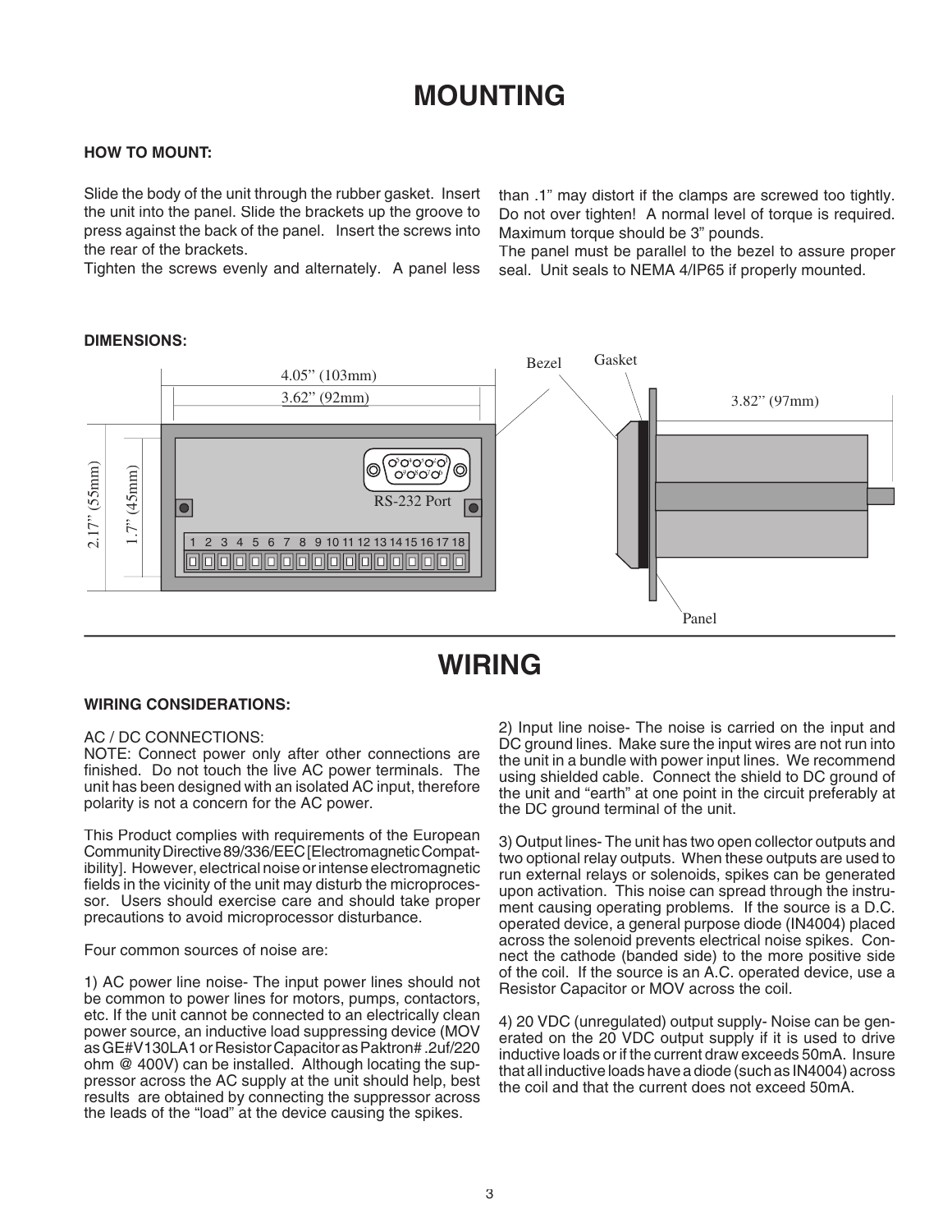# MOUNTING

### HOW TO MOUNT:

Slide the body of the unit through the rubber gasket. Insert the unit into the panel. Slide the brackets up the groove to press against the back of the panel. Insert the screws into the rear of the brackets.
Tighten the screws evenly and alternately. A panel less than .1" may distort if the clamps are screwed too tightly. Do not over tighten! A normal level of torque is required. Maximum torque should be 3" pounds.
The panel must be parallel to the bezel to assure proper seal. Unit seals to NEMA 4/IP65 if properly mounted.

### DIMENSIONS:

4.05" (103mm)
3.62" (92mm)
2.17" (55mm)
1.7" (45mm)
RS-232 Port
1 2 3 4 5 6 7 8 9 10 11 12 13 14 15 16 17 18
Bezel
Gasket
3.82" (97mm)
Panel

# WIRING

### WIRING CONSIDERATIONS:

AC / DC CONNECTIONS:
NOTE: Connect power only after other connections are finished. Do not touch the live AC power terminals. The unit has been designed with an isolated AC input, therefore polarity is not a concern for the AC power.

This Product complies with requirements of the European Community Directive 89/336/EEC [Electromagnetic Compatibility]. However, electrical noise or intense electromagnetic fields in the vicinity of the unit may disturb the microprocessor. Users should exercise care and should take proper precautions to avoid microprocessor disturbance.

Four common sources of noise are:

1) AC power line noise- The input power lines should not be common to power lines for motors, pumps, contactors, etc. If the unit cannot be connected to an electrically clean power source, an inductive load suppressing device (MOV as GE#V130LA1 or Resistor Capacitor as Paktron# .2uf/220 ohm @ 400V) can be installed. Although locating the suppressor across the AC supply at the unit should help, best results are obtained by connecting the suppressor across the leads of the "load" at the device causing the spikes.

2) Input line noise- The noise is carried on the input and DC ground lines. Make sure the input wires are not run into the unit in a bundle with power input lines. We recommend using shielded cable. Connect the shield to DC ground of the unit and "earth" at one point in the circuit preferably at the DC ground terminal of the unit.

3) Output lines- The unit has two open collector outputs and two optional relay outputs. When these outputs are used to run external relays or solenoids, spikes can be generated upon activation. This noise can spread through the instrument causing operating problems. If the source is a D.C. operated device, a general purpose diode (IN4004) placed across the solenoid prevents electrical noise spikes. Connect the cathode (banded side) to the more positive side of the coil. If the source is an A.C. operated device, use a Resistor Capacitor or MOV across the coil.

4) 20 VDC (unregulated) output supply- Noise can be generated on the 20 VDC output supply if it is used to drive inductive loads or if the current draw exceeds 50mA. Insure that all inductive loads have a diode (such as IN4004) across the coil and that the current does not exceed 50mA.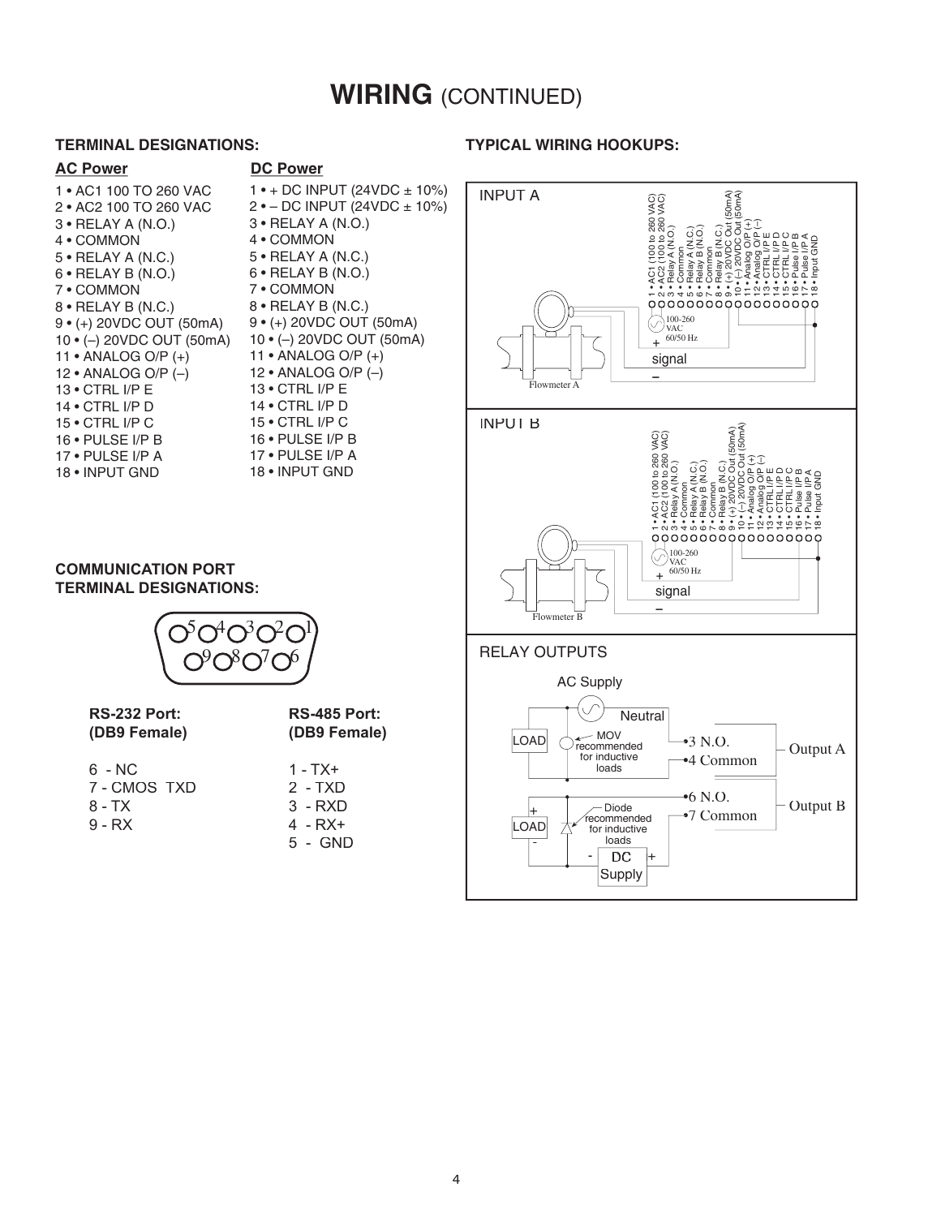# WIRING (CONTINUED)

## TERMINAL DESIGNATIONS:

| AC Power | DC Power |
|---|---|
| 1 • AC1 100 TO 260 VAC | 1 • + DC INPUT (24VDC ± 10%) |
| 2 • AC2 100 TO 260 VAC | 2 • – DC INPUT (24VDC ± 10%) |
| 3 • RELAY A (N.O.) | 3 • RELAY A (N.O.) |
| 4 • COMMON | 4 • COMMON |
| 5 • RELAY A (N.C.) | 5 • RELAY A (N.C.) |
| 6 • RELAY B (N.O.) | 6 • RELAY B (N.O.) |
| 7 • COMMON | 7 • COMMON |
| 8 • RELAY B (N.C.) | 8 • RELAY B (N.C.) |
| 9 • (+) 20VDC OUT (50mA) | 9 • (+) 20VDC OUT (50mA) |
| 10 • (–) 20VDC OUT (50mA) | 10 • (–) 20VDC OUT (50mA) |
| 11 • ANALOG O/P (+) | 11 • ANALOG O/P (+) |
| 12 • ANALOG O/P (–) | 12 • ANALOG O/P (–) |
| 13 • CTRL I/P E | 13 • CTRL I/P E |
| 14 • CTRL I/P D | 14 • CTRL I/P D |
| 15 • CTRL I/P C | 15 • CTRL I/P C |
| 16 • PULSE I/P B | 16 • PULSE I/P B |
| 17 • PULSE I/P A | 17 • PULSE I/P A |
| 18 • INPUT GND | 18 • INPUT GND |

## COMMUNICATION PORT TERMINAL DESIGNATIONS:

| RS-232 Port: (DB9 Female) | RS-485 Port: (DB9 Female) |
|---|---|
| 6 - NC | 1 - TX+ |
| 7 - CMOS TXD | 2 - TXD |
| 8 - TX | 3 - RXD |
| 9 - RX | 4 - RX+ |
| | 5 - GND |

## TYPICAL WIRING HOOKUPS:

### INPUT A

1 • AC1 (100 to 260 VAC), 2 • AC2 (100 to 260 VAC), 3 • Relay A (N.O.), 4 • Common, 5 • Relay A (N.C.), 6 • Relay B (N.O.), 7 • Common, 8 • Relay B (N.C.), 9 • (+) 20VDC Out (50mA), 10 • (–) 20VDC Out (50mA), 11 • Analog O/P (+), 12 • Analog O/P (–), 13 • CTRL I/P E, 14 • CTRL I/P D, 15 • CTRL I/P C, 16 • Pulse I/P B, 17 • Pulse I/P A, 18 • Input GND

100-260 VAC 60/50 Hz

+ signal –

Flowmeter A

### INPUT B

1 • AC1 (100 to 260 VAC), 2 • AC2 (100 to 260 VAC), 3 • Relay A (N.O.), 4 • Common, 5 • Relay A (N.C.), 6 • Relay B (N.O.), 7 • Common, 8 • Relay B (N.C.), 9 • (+) 20VDC Out (50mA), 10 • (–) 20VDC Out (50mA), 11 • Analog O/P (+), 12 • Analog O/P (–), 13 • CTRL I/P E, 14 • CTRL I/P D, 15 • CTRL I/P C, 16 • Pulse I/P B, 17 • Pulse I/P A, 18 • Input GND

100-260 VAC 60/50 Hz

+ signal –

Flowmeter B

### RELAY OUTPUTS

AC Supply

Neutral

LOAD

MOV recommended for inductive loads

•3 N.O.

•4 Common

Output A

•6 N.O.

•7 Common

Output B

+ LOAD -

Diode recommended for inductive loads

- DC + Supply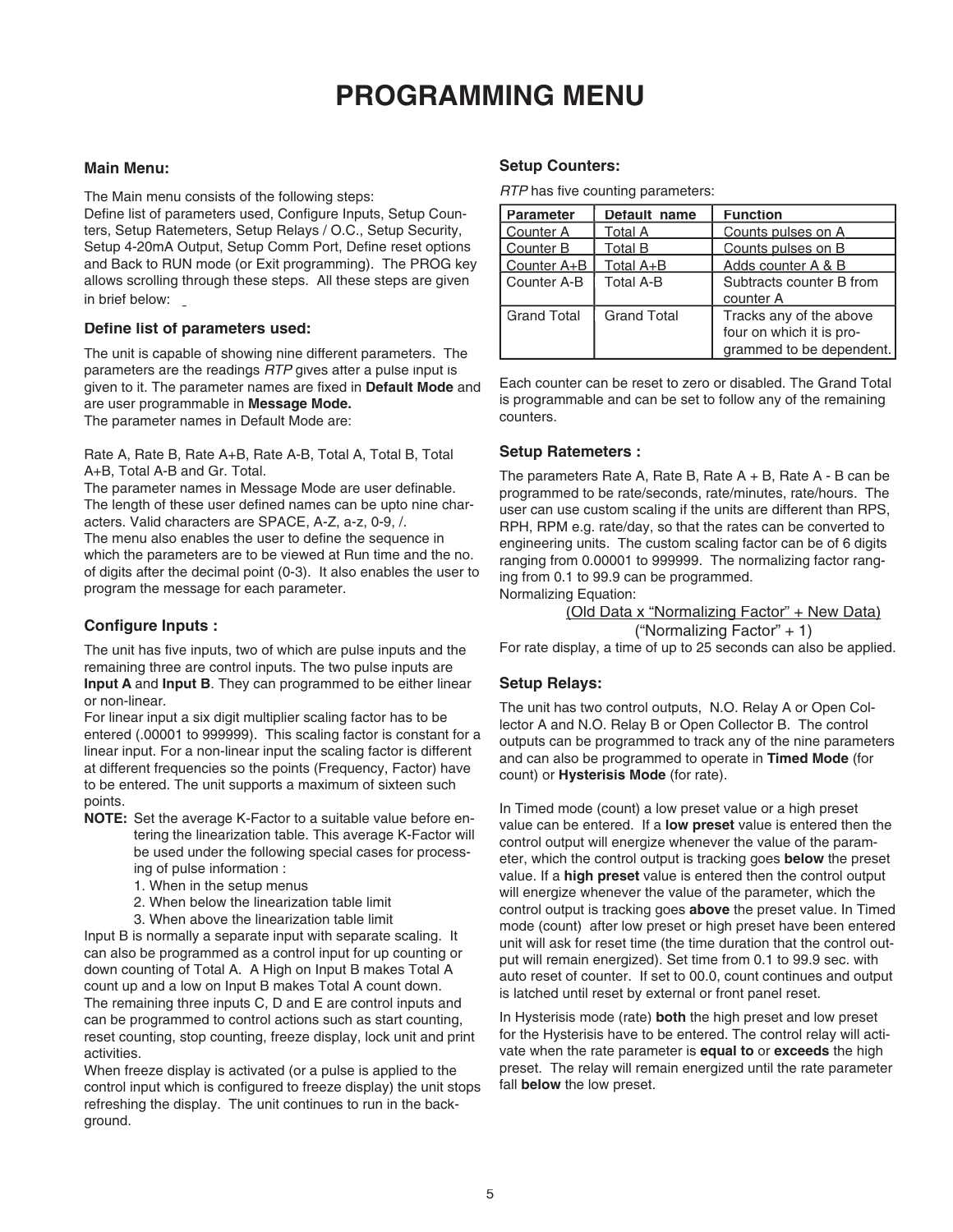# PROGRAMMING MENU

### Main Menu:

The Main menu consists of the following steps:
Define list of parameters used, Configure Inputs, Setup Counters, Setup Ratemeters, Setup Relays / O.C., Setup Security, Setup 4-20mA Output, Setup Comm Port, Define reset options and Back to RUN mode (or Exit programming). The PROG key allows scrolling through these steps. All these steps are given in brief below:

### Define list of parameters used:

The unit is capable of showing nine different parameters. The parameters are the readings *RTP* gives after a pulse input is given to it. The parameter names are fixed in **Default Mode** and are user programmable in **Message Mode.**
The parameter names in Default Mode are:

Rate A, Rate B, Rate A+B, Rate A-B, Total A, Total B, Total A+B, Total A-B and Gr. Total.
The parameter names in Message Mode are user definable. The length of these user defined names can be upto nine characters. Valid characters are SPACE, A-Z, a-z, 0-9, /.
The menu also enables the user to define the sequence in which the parameters are to be viewed at Run time and the no. of digits after the decimal point (0-3). It also enables the user to program the message for each parameter.

### Configure Inputs :

The unit has five inputs, two of which are pulse inputs and the remaining three are control inputs. The two pulse inputs are **Input A** and **Input B**. They can programmed to be either linear or non-linear.
For linear input a six digit multiplier scaling factor has to be entered (.00001 to 999999). This scaling factor is constant for a linear input. For a non-linear input the scaling factor is different at different frequencies so the points (Frequency, Factor) have to be entered. The unit supports a maximum of sixteen such points.

**NOTE:** Set the average K-Factor to a suitable value before entering the linearization table. This average K-Factor will be used under the following special cases for processing of pulse information :

1. When in the setup menus
2. When below the linearization table limit
3. When above the linearization table limit

Input B is normally a separate input with separate scaling. It can also be programmed as a control input for up counting or down counting of Total A. A High on Input B makes Total A count up and a low on Input B makes Total A count down.
The remaining three inputs C, D and E are control inputs and can be programmed to control actions such as start counting, reset counting, stop counting, freeze display, lock unit and print activities.
When freeze display is activated (or a pulse is applied to the control input which is configured to freeze display) the unit stops refreshing the display. The unit continues to run in the background.

### Setup Counters:

*RTP* has five counting parameters:

| Parameter | Default name | Function |
|---|---|---|
| Counter A | Total A | Counts pulses on A |
| Counter B | Total B | Counts pulses on B |
| Counter A+B | Total A+B | Adds counter A & B |
| Counter A-B | Total A-B | Subtracts counter B from counter A |
| Grand Total | Grand Total | Tracks any of the above four on which it is programmed to be dependent. |

Each counter can be reset to zero or disabled. The Grand Total is programmable and can be set to follow any of the remaining counters.

### Setup Ratemeters :

The parameters Rate A, Rate B, Rate A + B, Rate A - B can be programmed to be rate/seconds, rate/minutes, rate/hours. The user can use custom scaling if the units are different than RPS, RPH, RPM e.g. rate/day, so that the rates can be converted to engineering units. The custom scaling factor can be of 6 digits ranging from 0.00001 to 999999. The normalizing factor ranging from 0.1 to 99.9 can be programmed.
Normalizing Equation:

$$\frac{\text{Old Data} \times \text{“Normalizing Factor”} + \text{New Data}}{\text{“Normalizing Factor”} + 1}$$

For rate display, a time of up to 25 seconds can also be applied.

### Setup Relays:

The unit has two control outputs, N.O. Relay A or Open Collector A and N.O. Relay B or Open Collector B. The control outputs can be programmed to track any of the nine parameters and can also be programmed to operate in **Timed Mode** (for count) or **Hysterisis Mode** (for rate).

In Timed mode (count) a low preset value or a high preset value can be entered. If a **low preset** value is entered then the control output will energize whenever the value of the parameter, which the control output is tracking goes **below** the preset value. If a **high preset** value is entered then the control output will energize whenever the value of the parameter, which the control output is tracking goes **above** the preset value. In Timed mode (count) after low preset or high preset have been entered unit will ask for reset time (the time duration that the control output will remain energized). Set time from 0.1 to 99.9 sec. with auto reset of counter. If set to 00.0, count continues and output is latched until reset by external or front panel reset.

In Hysterisis mode (rate) **both** the high preset and low preset for the Hysterisis have to be entered. The control relay will activate when the rate parameter is **equal to** or **exceeds** the high preset. The relay will remain energized until the rate parameter fall **below** the low preset.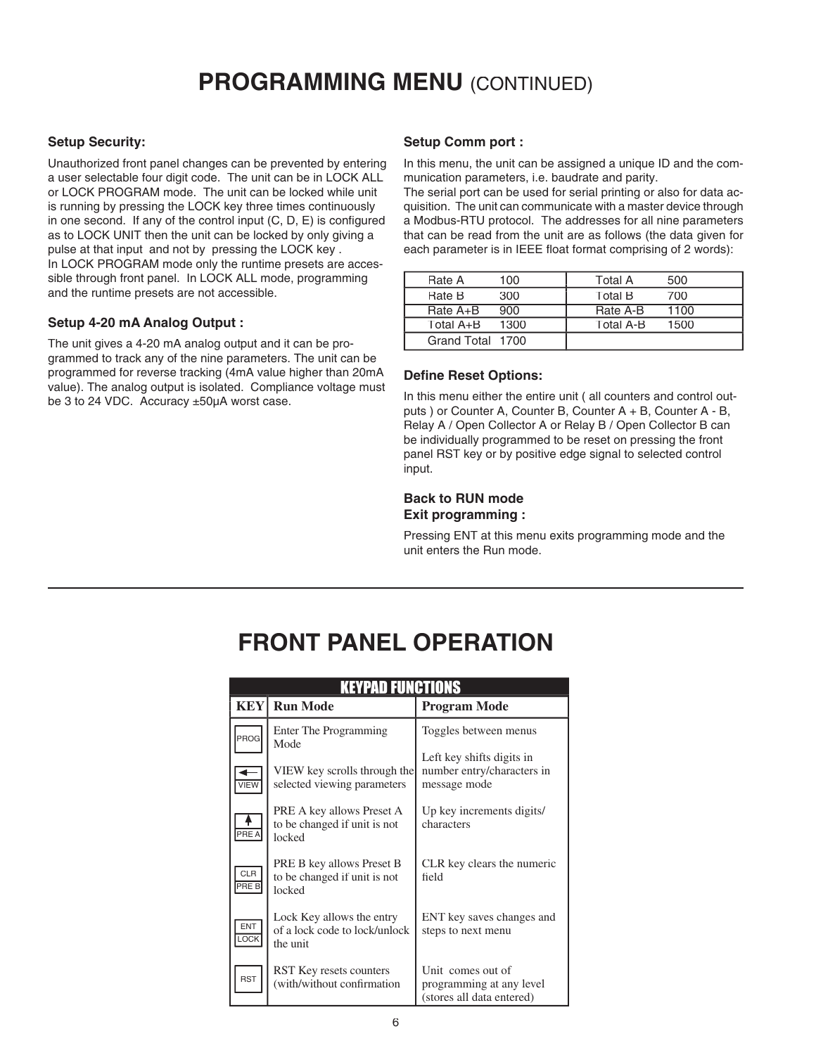# PROGRAMMING MENU (CONTINUED)

### Setup Security:

Unauthorized front panel changes can be prevented by entering a user selectable four digit code. The unit can be in LOCK ALL or LOCK PROGRAM mode. The unit can be locked while unit is running by pressing the LOCK key three times continuously in one second. If any of the control input (C, D, E) is configured as to LOCK UNIT then the unit can be locked by only giving a pulse at that input and not by pressing the LOCK key .
In LOCK PROGRAM mode only the runtime presets are accessible through front panel. In LOCK ALL mode, programming and the runtime presets are not accessible.

### Setup 4-20 mA Analog Output :

The unit gives a 4-20 mA analog output and it can be programmed to track any of the nine parameters. The unit can be programmed for reverse tracking (4mA value higher than 20mA value). The analog output is isolated. Compliance voltage must be 3 to 24 VDC. Accuracy ±50µA worst case.

### Setup Comm port :

In this menu, the unit can be assigned a unique ID and the communication parameters, i.e. baudrate and parity.
The serial port can be used for serial printing or also for data acquisition. The unit can communicate with a master device through a Modbus-RTU protocol. The addresses for all nine parameters that can be read from the unit are as follows (the data given for each parameter is in IEEE float format comprising of 2 words):

| Parameter | Address | Parameter | Address |
|---|---|---|---|
| Rate A | 100 | Total A | 500 |
| Rate B | 300 | Total B | 700 |
| Rate A+B | 900 | Rate A-B | 1100 |
| Total A+B | 1300 | Total A-B | 1500 |
| Grand Total | 1700 | | |

### Define Reset Options:

In this menu either the entire unit ( all counters and control outputs ) or Counter A, Counter B, Counter A + B, Counter A - B, Relay A / Open Collector A or Relay B / Open Collector B can be individually programmed to be reset on pressing the front panel RST key or by positive edge signal to selected control input.

### Back to RUN mode
### Exit programming :

Pressing ENT at this menu exits programming mode and the unit enters the Run mode.

# FRONT PANEL OPERATION

**KEYPAD FUNCTIONS**

| KEY | Run Mode | Program Mode |
|---|---|---|
| PROG | Enter The Programming Mode | Toggles between menus |
| ← VIEW | VIEW key scrolls through the selected viewing parameters | Left key shifts digits in number entry/characters in message mode |
| ↑ PRE A | PRE A key allows Preset A to be changed if unit is not locked | Up key increments digits/ characters |
| CLR PRE B | PRE B key allows Preset B to be changed if unit is not locked | CLR key clears the numeric field |
| ENT LOCK | Lock Key allows the entry of a lock code to lock/unlock the unit | ENT key saves changes and steps to next menu |
| RST | RST Key resets counters (with/without confirmation | Unit comes out of programming at any level (stores all data entered) |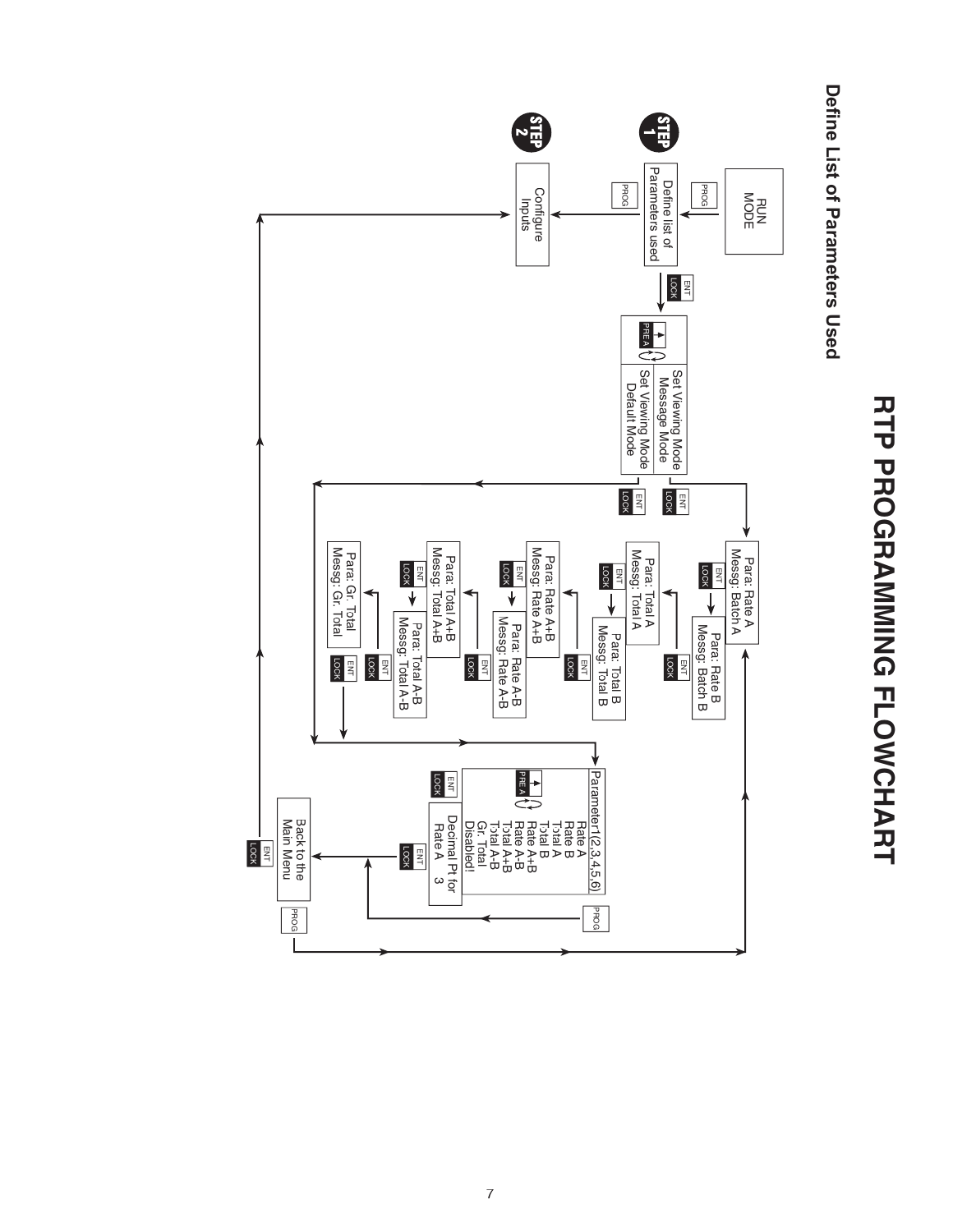# RTP PROGRAMMING FLOWCHART

## Define List of Parameters Used

**STEP 1**

RUN MODE

PROG

Define list of Parameters used

ENT LOCK

Set Viewing Mode Message Mode

Set Viewing Mode Default Mode

PRE A

ENT LOCK

ENT LOCK

Para: Rate A
Messg: Batch A

ENT LOCK

Para: Rate B
Messg: Batch B

ENT LOCK

Para: Total A
Messg: Total A

ENT LOCK

Para: Total B
Messg: Total B

ENT LOCK

Para: Rate A+B
Messg: Rate A+B

ENT LOCK

Para: Rate A-B
Messg: Rate A-B

ENT LOCK

Para: Total A+B
Messg: Total A+B

ENT LOCK

Para: Total A-B
Messg: Total A-B

ENT LOCK

Para: Gr. Total
Messg: Gr. Total

ENT LOCK

Parameter1(2,3,4,5,6)
Rate A
Rate B
Total A
Total B
Rate A+B
Rate A-B
Total A+B
Total A-B
Gr. Total
Disabled!

PRE A

ENT LOCK

Decimal Pt for Rate A 3

ENT LOCK

PROG

Back to the Main Menu

ENT LOCK

PROG

PROG

**STEP 2**

Configure Inputs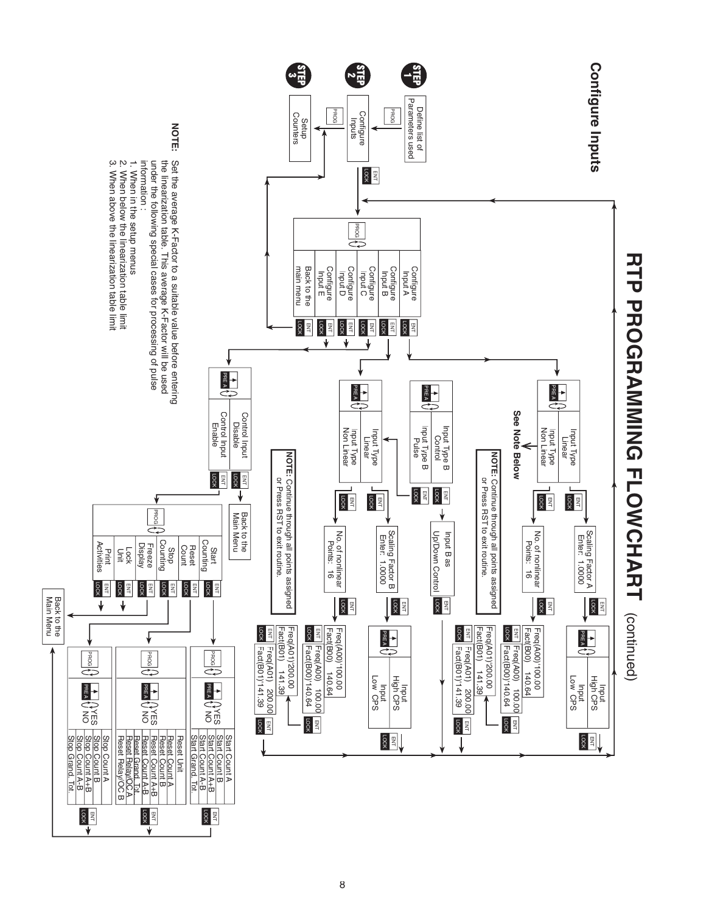# RTP PROGRAMMING FLOWCHART (continued)

## Configure Inputs

**STEP 1** — Define list of Parameters used (PROG)

**STEP 2** — Configure Inputs (PROG) — ENT/LOCK

**STEP 3** — Setup Counters (PROG)

Configure Inputs menu (PROG):

- Configure Input A — ENT/LOCK
- Configure Input B — ENT/LOCK
- Configure Input C — ENT/LOCK
- Configure Input D — ENT/LOCK
- Configure Input E — ENT/LOCK
- Back to the main menu — ENT/LOCK

**Configure Input A** (PRE A):

- Input Type Linear — ENT/LOCK → Scaling Factor A Enter: 1.0000 — ENT/LOCK → (PRE A) Input High CPS / Input Low CPS — ENT/LOCK
- Input Type Non Linear — ENT/LOCK → No. of nonlinear Points: 16 — ENT/LOCK → Freq(A00) 100.00 / Fact(B00) 140.64 — ENT/LOCK → Freq(A00) 100.00 / Fact(B00) 140.64 — ENT/LOCK → Freq(A01) 200.00 / Fact(B01) 141.39 — ENT/LOCK → Freq(A01) 200.00 / Fact(B01) 141.39 — ENT/LOCK

See Note Below

**NOTE:** Continue through all points assigned or Press RST to exit routine.

**Configure Input B** (PRE A):

- Input Type B Control — ENT/LOCK → Input B as Up/Down Control — ENT/LOCK
- Input Type B Pulse — ENT/LOCK → (PRE A):
  - Input Type Linear — ENT/LOCK → Scaling Factor B Enter: 1.0000 — ENT/LOCK → (PRE A) Input High CPS / Input Low CPS — ENT/LOCK
  - Input Type Non Linear — ENT/LOCK → No. of nonlinear Points: 16 — ENT/LOCK → Freq(A00) 100.00 / Fact(B00) 140.64 — ENT/LOCK → Freq(A00) 100.00 / Fact(B00) 140.64 — ENT/LOCK → Freq(A01) 200.00 / Fact(B01) 141.39 — ENT/LOCK → Freq(A01) 200.00 / Fact(B01) 141.39 — ENT/LOCK

**NOTE:** Continue through all points assigned or Press RST to exit routine.

**Configure Input C / D / E** (PRE A):

- Control Input Disable — ENT/LOCK → Back to the Main Menu
- Control Input Enable — ENT/LOCK → (PROG):
  - Start Counting — ENT/LOCK → (PROG) (PRE A) YES / NO: Start Count A, Start Count B, Start Count A+B, Start Count A-B, Start Grand. Tot. — ENT/LOCK
  - Reset Count — ENT/LOCK → (PROG) (PRE A) YES / NO: Reset Unit, Reset Count A, Reset Count B, Reset Count A+B, Reset Count A-B, Reset Grand. Tot., Reset Relay/OC A, Reset Relay/OC B — ENT/LOCK
  - Stop Counting — ENT/LOCK → (PROG) (PRE A) YES / NO: Stop Count A, Stop Count B, Stop Count A+B, Stop Count A-B, Stop Grand. Tot. — ENT/LOCK
  - Freeze Display — ENT/LOCK
  - Lock Unit — ENT/LOCK
  - Print Activities — ENT/LOCK → Back to the Main Menu

**NOTE:** Set the average K-Factor to a suitable value before entering the linearization table. This average K-Factor will be used under the following special cases for processing of pulse information :

1. When in the setup menus
2. When below the linearization table limit
3. When above the linearization table limit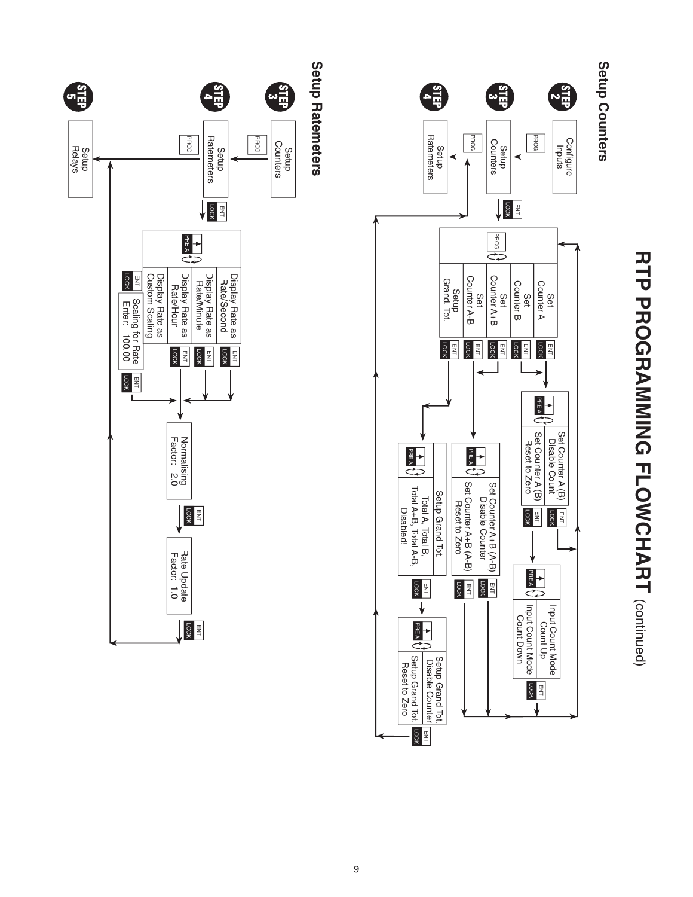# RTP PROGRAMMING FLOWCHART (continued)

## Setup Counters

**STEP 2** Configure Inputs — PROG

**STEP 3** Setup Counters — PROG — ENT/LOCK

**STEP 4** Setup Ratemeters

PROG:
- Set Counter A — ENT/LOCK
- Set Counter B — ENT/LOCK
- Set Counter A+B — ENT/LOCK
- Set Counter A-B — ENT/LOCK
- Setup Grand. Tot. — ENT/LOCK

PRE A:
- Set Counter A (B) Disable Count — ENT/LOCK
- Set Counter A (B) Reset to Zero — ENT/LOCK

PRE A:
- Input Count Mode Count Up
- Input Count Mode Count Down — ENT/LOCK

PRE A:
- Set Counter A+B (A-B) Disable Counter
- Set Counter A+B (A-B) Reset to Zero — ENT/LOCK — ENT/LOCK

Setup Grand Tot.
Total A, Total B, Total A+B, Total A-B, Disabled! — ENT/LOCK

PRE A:
- Setup Grand Tot. Disable Counter
- Setup Grand Tot. Reset to Zero — ENT/LOCK

## Setup Ratemeters

**STEP 3** Setup Counters — PROG

**STEP 4** Setup Ratemeters — PROG — ENT/LOCK

**STEP 5** Setup Relays

PRE A:
- Display Rate as Rate/Second — ENT/LOCK
- Display Rate as Rate/Minute — ENT/LOCK
- Display Rate as Rate/Hour — ENT/LOCK
- Display Rate as Custom Scaling — ENT/LOCK — Scaling for Rate Enter: 100.00 — ENT/LOCK

Normalising Factor: 2.0 — ENT/LOCK

Rate Update Factor: 1.0 — ENT/LOCK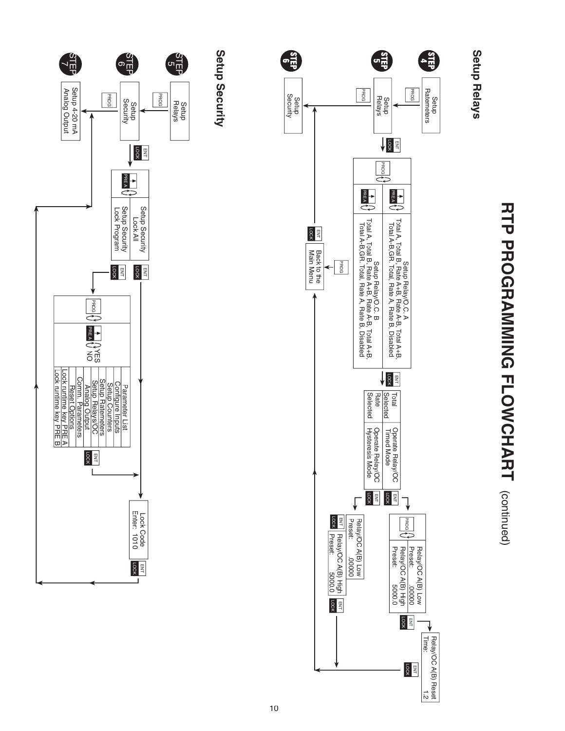# RTP PROGRAMMING FLOWCHART (continued)

## Setup Relays

**STEP 4** Setup Ratemeters

PROG

**STEP 5** Setup Relays

ENT LOCK

PROG

PRE A — Setup Relay/O.C. A
Total A, Total B, Rate A+B, Rate A-B, Total A+B, Total A-B, GR. Total, Rate A, Rate B, Disabled

PRE A — Setup Relay/O.C. B
Total A, Total B, Rate A+B, Rate A-B, Total A+B, Total A-B, GR. Total, Rate A, Rate B, Disabled

ENT LOCK

| | |
|---|---|
| Total Selected | Operate Relay/OC Timed Mode |
| Rate Selected | Operate Relay/OC Hysteresis Mode |

ENT LOCK

PROG — Relay/OC A(B) Low Preset: .00000
Relay/OC A(B) High Preset: 5000.0

ENT LOCK

Relay/OC A(B) Reset Time: 1.2

ENT LOCK

Relay/OC A(B) Low Preset: .00000

ENT LOCK

Relay/OC A(B) High Preset: 5000.0

ENT LOCK

PROG

Back to the Main Menu

ENT LOCK

**STEP 6** Setup Security

## Setup Security

**STEP 5** Setup Relays

PROG

**STEP 6** Setup Security

ENT LOCK

PRE A — Setup Security Lock All
Setup Security Lock Program

ENT LOCK

PROG — PRE A — YES / NO

| Parameter List |
|---|
| Configure Inputs |
| Setup Counters |
| Setup Ratemeters |
| Setup Relays/OC |
| Analog Output |
| Comm. Parameters |
| Reset Options |
| Lock runtime key PRE A |
| Lock runtime key PRE B |

ENT LOCK

Lock Code Enter: 1010

ENT LOCK

**STEP 7** Setup 4-20 mA Analog Output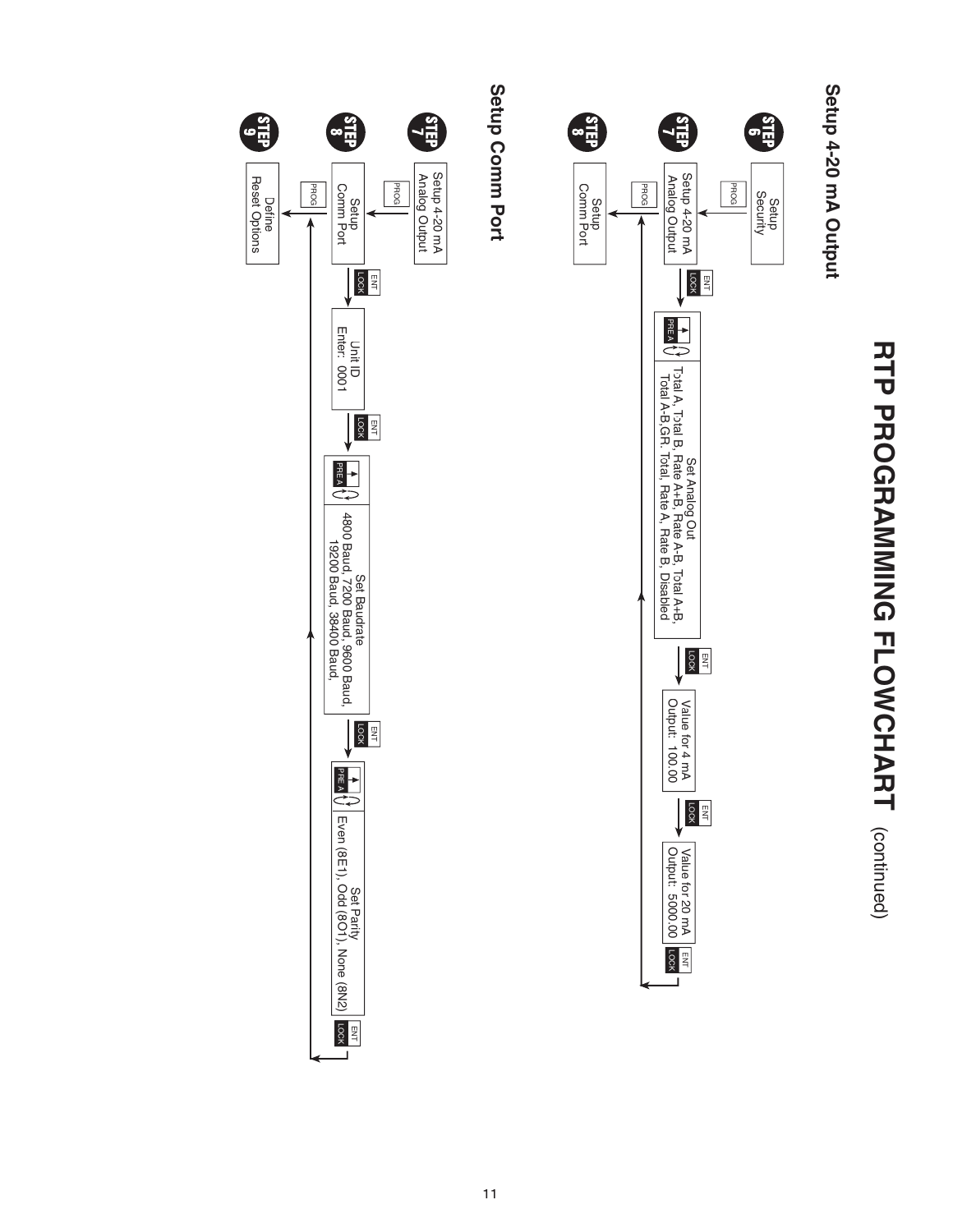# RTP PROGRAMMING FLOWCHART (continued)

## Setup 4-20 mA Output

**STEP 6** — Setup Security

PROG

**STEP 7** — Setup 4-20 mA Analog Output

ENT/LOCK → Set Analog Out (PRE A ↑): Total A, Total B, Rate A+B, Rate A-B, Total A+B, Total A-B,GR. Total, Rate A, Rate B, Disabled

ENT/LOCK → Value for 4 mA Output: 100.00

ENT/LOCK → Value for 20 mA Output: 5000.00

ENT/LOCK → (returns to Step 8)

PROG

**STEP 8** — Setup Comm Port

## Setup Comm Port

**STEP 7** — Setup 4-20 mA Analog Output

PROG

**STEP 8** — Setup Comm Port

ENT/LOCK → Unit ID Enter: 0001

ENT/LOCK → Set Baudrate (PRE A ↑): 4800 Baud, 7200 Baud, 9600 Baud, 19200 Baud, 38400 Baud,

ENT/LOCK → Set Parity (PRE A ↑): Even (8E1), Odd (8O1), None (8N2)

ENT/LOCK → (returns to Step 9)

PROG

**STEP 9** — Define Reset Options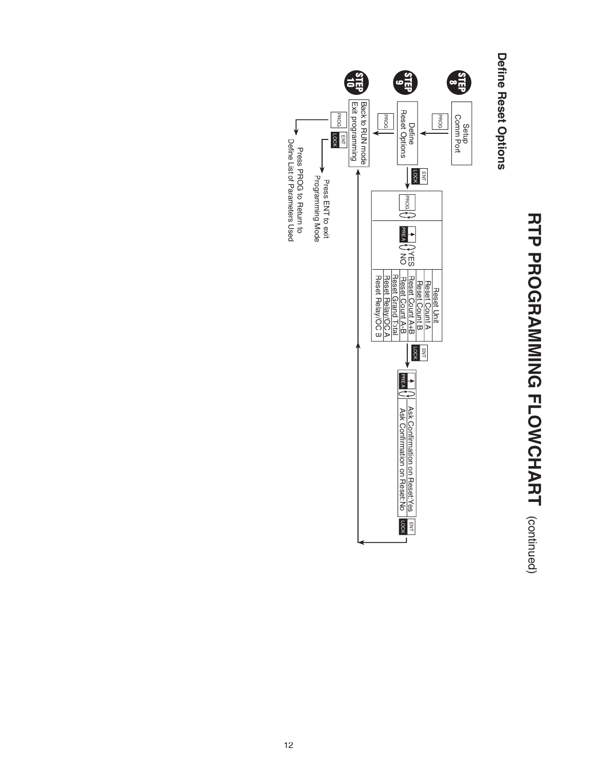# RTP PROGRAMMING FLOWCHART (continued)

## Define Reset Options

**STEP 8** Setup Comm Port → PROG

**STEP 9** Define Reset Options → ENT LOCK

- PROG: cycle through
  - Reset Unit
  - Reset Count A
  - Reset Count B
  - Reset Count A+B
  - Reset Count A-B
  - Reset Grand Total
  - Reset Relay/OC A
  - Reset Relay/OC B
- ▲ / PRE A: YES / NO

→ ENT LOCK

- ▲ / PRE A:
  - Ask Confirmation on Reset:Yes
  - Ask Confirmation on Reset:No

→ ENT LOCK → Back to RUN mode

Define Reset Options → PROG

**STEP 10** Back to RUN mode Exit programming

- ENT LOCK: Press ENT to exit Programming Mode
- PROG: Press PROG to Return to Define List of Parameters Used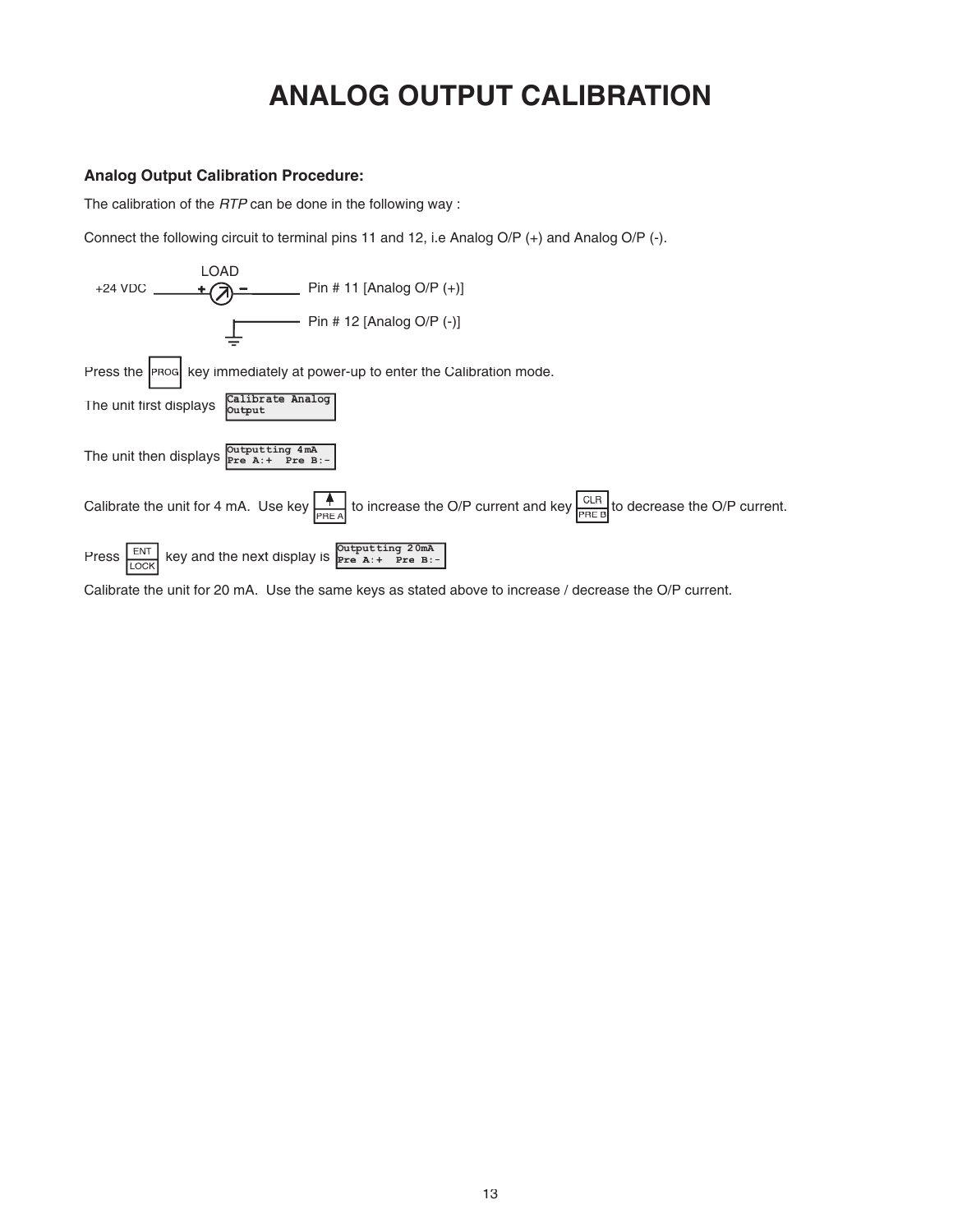# ANALOG OUTPUT CALIBRATION

**Analog Output Calibration Procedure:**

The calibration of the *RTP* can be done in the following way :

Connect the following circuit to terminal pins 11 and 12, i.e Analog O/P (+) and Analog O/P (-).

LOAD

+24 VDC — + (meter) – — Pin # 11 [Analog O/P (+)]

Pin # 12 [Analog O/P (-)]

Press the PROG key immediately at power-up to enter the Calibration mode.

The unit first displays `Calibrate Analog Output`

The unit then displays `Outputting 4mA Pre A:+ Pre B:-`

Calibrate the unit for 4 mA. Use key ▲/PRE A to increase the O/P current and key CLR/PRE B to decrease the O/P current.

Press ENT/LOCK key and the next display is `Outputting 20mA Pre A:+ Pre B:-`

Calibrate the unit for 20 mA. Use the same keys as stated above to increase / decrease the O/P current.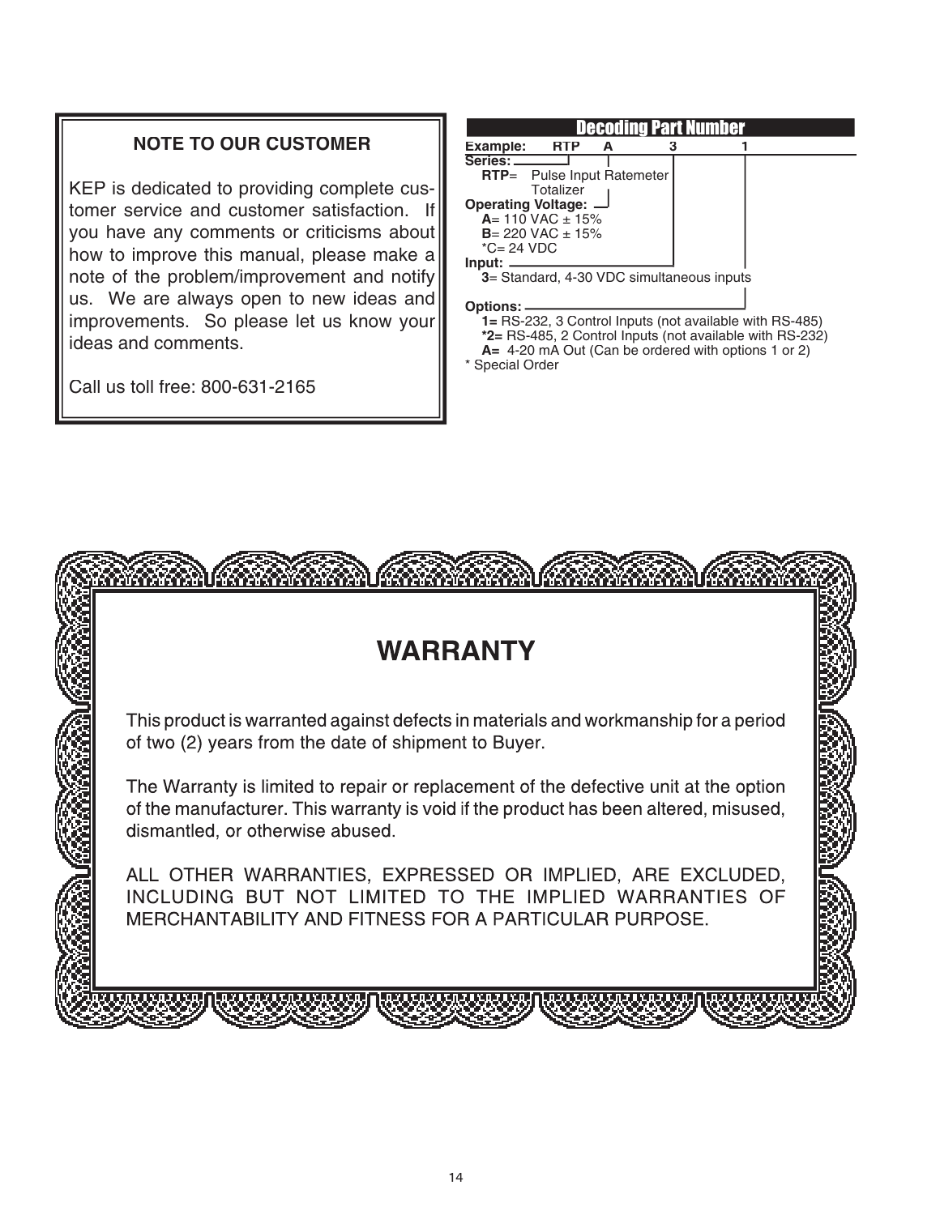### NOTE TO OUR CUSTOMER

KEP is dedicated to providing complete customer service and customer satisfaction. If you have any comments or criticisms about how to improve this manual, please make a note of the problem/improvement and notify us. We are always open to new ideas and improvements. So please let us know your ideas and comments.

Call us toll free: 800-631-2165

### Decoding Part Number

**Example:** RTP A 3 1

**Series:**
**RTP**= Pulse Input Ratemeter Totalizer

**Operating Voltage:**
**A**= 110 VAC ± 15%
**B**= 220 VAC ± 15%
*C= 24 VDC

**Input:**
**3**= Standard, 4-30 VDC simultaneous inputs

**Options:**
**1=** RS-232, 3 Control Inputs (not available with RS-485)
***2=** RS-485, 2 Control Inputs (not available with RS-232)
**A=** 4-20 mA Out (Can be ordered with options 1 or 2)

* Special Order

## WARRANTY

This product is warranted against defects in materials and workmanship for a period of two (2) years from the date of shipment to Buyer.

The Warranty is limited to repair or replacement of the defective unit at the option of the manufacturer. This warranty is void if the product has been altered, misused, dismantled, or otherwise abused.

ALL OTHER WARRANTIES, EXPRESSED OR IMPLIED, ARE EXCLUDED, INCLUDING BUT NOT LIMITED TO THE IMPLIED WARRANTIES OF MERCHANTABILITY AND FITNESS FOR A PARTICULAR PURPOSE.